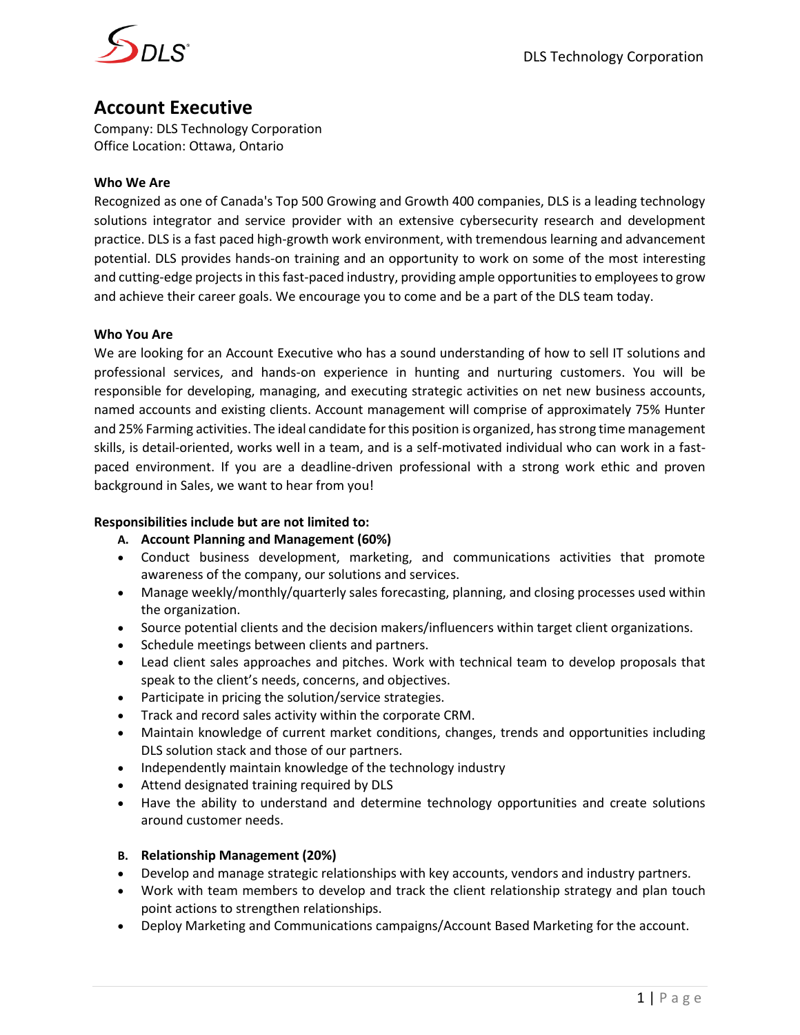# Account Executive

Company: DLS Technology Corporation
Office Location: Ottawa, Ontario

**Who We Are**

Recognized as one of Canada's Top 500 Growing and Growth 400 companies, DLS is a leading technology solutions integrator and service provider with an extensive cybersecurity research and development practice. DLS is a fast paced high-growth work environment, with tremendous learning and advancement potential. DLS provides hands-on training and an opportunity to work on some of the most interesting and cutting-edge projects in this fast-paced industry, providing ample opportunities to employees to grow and achieve their career goals. We encourage you to come and be a part of the DLS team today.

**Who You Are**

We are looking for an Account Executive who has a sound understanding of how to sell IT solutions and professional services, and hands-on experience in hunting and nurturing customers. You will be responsible for developing, managing, and executing strategic activities on net new business accounts, named accounts and existing clients. Account management will comprise of approximately 75% Hunter and 25% Farming activities. The ideal candidate for this position is organized, has strong time management skills, is detail-oriented, works well in a team, and is a self-motivated individual who can work in a fast-paced environment. If you are a deadline-driven professional with a strong work ethic and proven background in Sales, we want to hear from you!

**Responsibilities include but are not limited to:**

**A. Account Planning and Management (60%)**

- Conduct business development, marketing, and communications activities that promote awareness of the company, our solutions and services.
- Manage weekly/monthly/quarterly sales forecasting, planning, and closing processes used within the organization.
- Source potential clients and the decision makers/influencers within target client organizations.
- Schedule meetings between clients and partners.
- Lead client sales approaches and pitches. Work with technical team to develop proposals that speak to the client's needs, concerns, and objectives.
- Participate in pricing the solution/service strategies.
- Track and record sales activity within the corporate CRM.
- Maintain knowledge of current market conditions, changes, trends and opportunities including DLS solution stack and those of our partners.
- Independently maintain knowledge of the technology industry
- Attend designated training required by DLS
- Have the ability to understand and determine technology opportunities and create solutions around customer needs.

**B. Relationship Management (20%)**

- Develop and manage strategic relationships with key accounts, vendors and industry partners.
- Work with team members to develop and track the client relationship strategy and plan touch point actions to strengthen relationships.
- Deploy Marketing and Communications campaigns/Account Based Marketing for the account.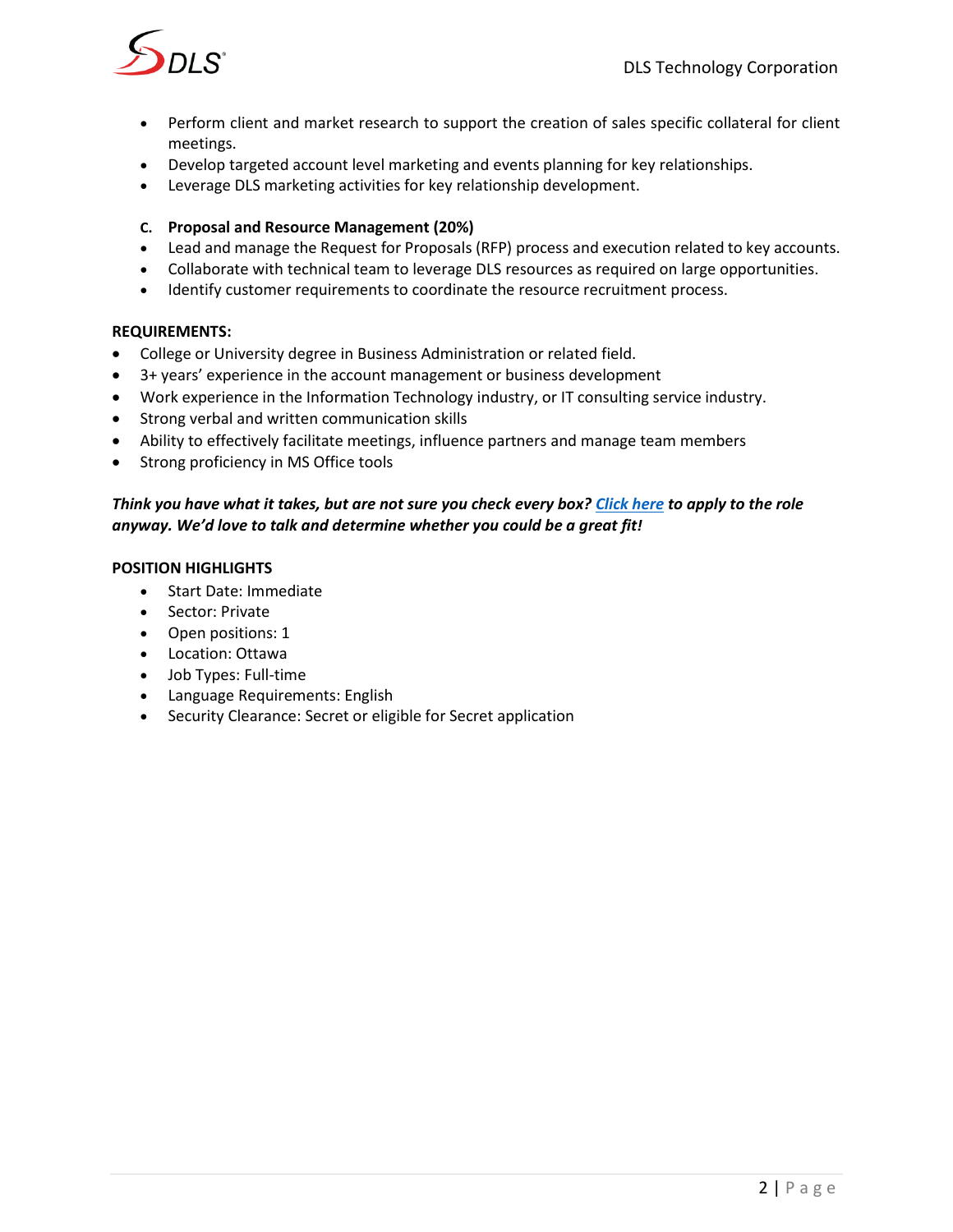- Perform client and market research to support the creation of sales specific collateral for client meetings.
- Develop targeted account level marketing and events planning for key relationships.
- Leverage DLS marketing activities for key relationship development.

**C. Proposal and Resource Management (20%)**

- Lead and manage the Request for Proposals (RFP) process and execution related to key accounts.
- Collaborate with technical team to leverage DLS resources as required on large opportunities.
- Identify customer requirements to coordinate the resource recruitment process.

**REQUIREMENTS:**

- College or University degree in Business Administration or related field.
- 3+ years' experience in the account management or business development
- Work experience in the Information Technology industry, or IT consulting service industry.
- Strong verbal and written communication skills
- Ability to effectively facilitate meetings, influence partners and manage team members
- Strong proficiency in MS Office tools

***Think you have what it takes, but are not sure you check every box? Click here to apply to the role anyway. We'd love to talk and determine whether you could be a great fit!***

**POSITION HIGHLIGHTS**

- Start Date: Immediate
- Sector: Private
- Open positions: 1
- Location: Ottawa
- Job Types: Full-time
- Language Requirements: English
- Security Clearance: Secret or eligible for Secret application